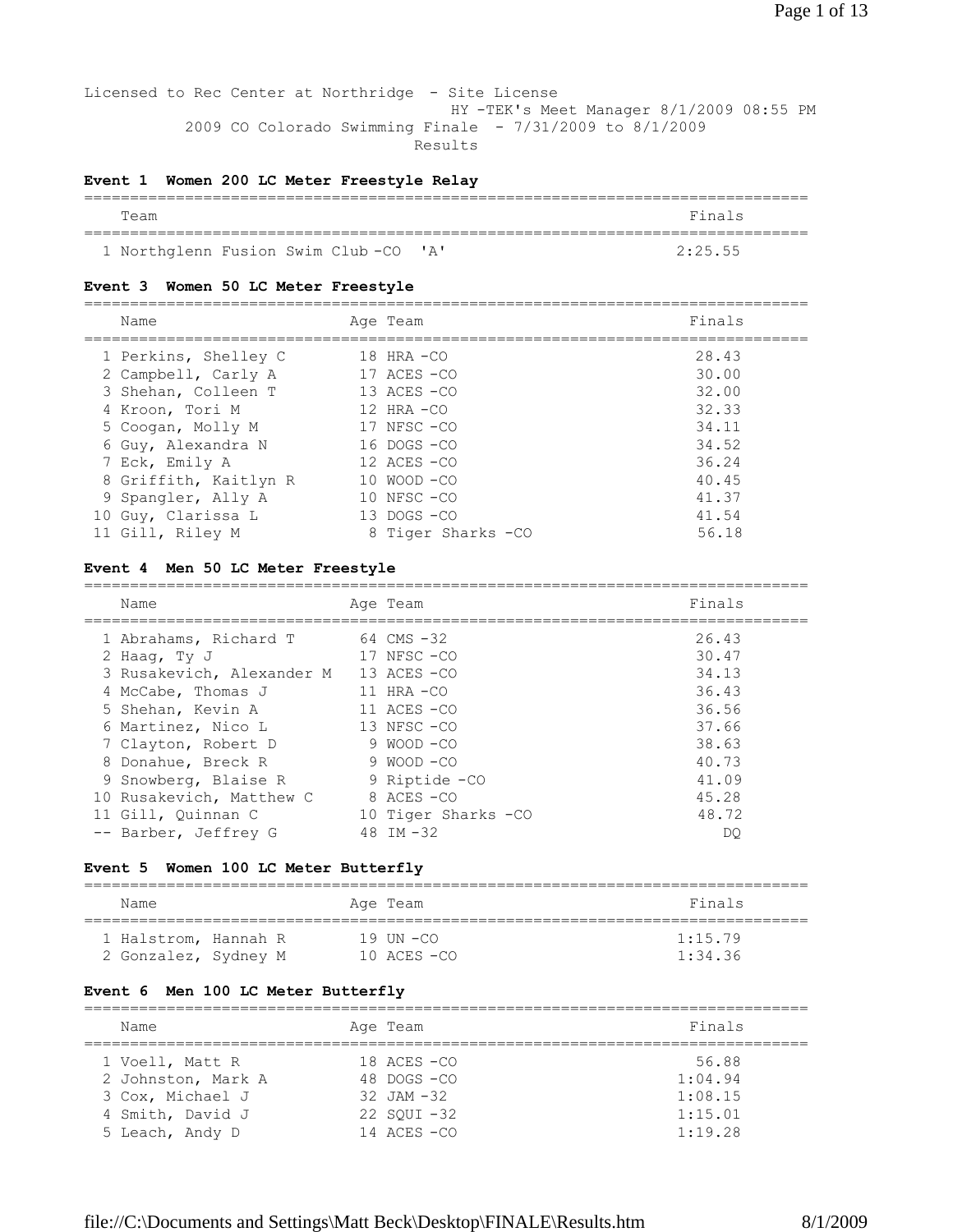Licensed to Rec Center at Northridge - Site License
HY-TEK's Meet Manager 8/1/2009 08:55 PM
2009 CO Colorado Swimming Finale - 7/31/2009 to 8/1/2009
Results

### Event 1 Women 200 LC Meter Freestyle Relay

| | Team | Finals |
|---|---|---|
| 1 | Northglenn Fusion Swim Club -CO 'A' | 2:25.55 |

### Event 3 Women 50 LC Meter Freestyle

| | Name | Age | Team | Finals |
|---|---|---|---|---|
| 1 | Perkins, Shelley C | 18 | HRA -CO | 28.43 |
| 2 | Campbell, Carly A | 17 | ACES -CO | 30.00 |
| 3 | Shehan, Colleen T | 13 | ACES -CO | 32.00 |
| 4 | Kroon, Tori M | 12 | HRA -CO | 32.33 |
| 5 | Coogan, Molly M | 17 | NFSC -CO | 34.11 |
| 6 | Guy, Alexandra N | 16 | DOGS -CO | 34.52 |
| 7 | Eck, Emily A | 12 | ACES -CO | 36.24 |
| 8 | Griffith, Kaitlyn R | 10 | WOOD -CO | 40.45 |
| 9 | Spangler, Ally A | 10 | NFSC -CO | 41.37 |
| 10 | Guy, Clarissa L | 13 | DOGS -CO | 41.54 |
| 11 | Gill, Riley M | 8 | Tiger Sharks -CO | 56.18 |

### Event 4 Men 50 LC Meter Freestyle

| | Name | Age | Team | Finals |
|---|---|---|---|---|
| 1 | Abrahams, Richard T | 64 | CMS -32 | 26.43 |
| 2 | Haag, Ty J | 17 | NFSC -CO | 30.47 |
| 3 | Rusakevich, Alexander M | 13 | ACES -CO | 34.13 |
| 4 | McCabe, Thomas J | 11 | HRA -CO | 36.43 |
| 5 | Shehan, Kevin A | 11 | ACES -CO | 36.56 |
| 6 | Martinez, Nico L | 13 | NFSC -CO | 37.66 |
| 7 | Clayton, Robert D | 9 | WOOD -CO | 38.63 |
| 8 | Donahue, Breck R | 9 | WOOD -CO | 40.73 |
| 9 | Snowberg, Blaise R | 9 | Riptide -CO | 41.09 |
| 10 | Rusakevich, Matthew C | 8 | ACES -CO | 45.28 |
| 11 | Gill, Quinnan C | 10 | Tiger Sharks -CO | 48.72 |
| -- | Barber, Jeffrey G | 48 | IM -32 | DQ |

### Event 5 Women 100 LC Meter Butterfly

| | Name | Age | Team | Finals |
|---|---|---|---|---|
| 1 | Halstrom, Hannah R | 19 | UN -CO | 1:15.79 |
| 2 | Gonzalez, Sydney M | 10 | ACES -CO | 1:34.36 |

### Event 6 Men 100 LC Meter Butterfly

| | Name | Age | Team | Finals |
|---|---|---|---|---|
| 1 | Voell, Matt R | 18 | ACES -CO | 56.88 |
| 2 | Johnston, Mark A | 48 | DOGS -CO | 1:04.94 |
| 3 | Cox, Michael J | 32 | JAM -32 | 1:08.15 |
| 4 | Smith, David J | 22 | SQUI -32 | 1:15.01 |
| 5 | Leach, Andy D | 14 | ACES -CO | 1:19.28 |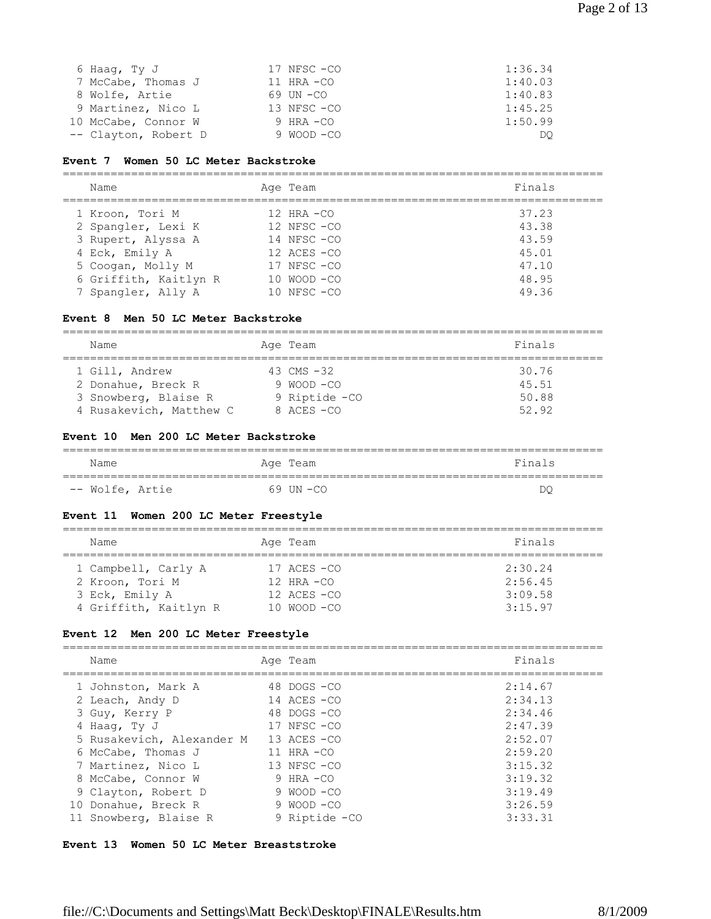| | Name | Age | Team | Finals |
|---|---|---|---|---|
| 6 | Haag, Ty J | 17 | NFSC -CO | 1:36.34 |
| 7 | McCabe, Thomas J | 11 | HRA -CO | 1:40.03 |
| 8 | Wolfe, Artie | 69 | UN -CO | 1:40.83 |
| 9 | Martinez, Nico L | 13 | NFSC -CO | 1:45.25 |
| 10 | McCabe, Connor W | 9 | HRA -CO | 1:50.99 |
| -- | Clayton, Robert D | 9 | WOOD -CO | DQ |

**Event 7 Women 50 LC Meter Backstroke**

| | Name | Age | Team | Finals |
|---|---|---|---|---|
| 1 | Kroon, Tori M | 12 | HRA -CO | 37.23 |
| 2 | Spangler, Lexi K | 12 | NFSC -CO | 43.38 |
| 3 | Rupert, Alyssa A | 14 | NFSC -CO | 43.59 |
| 4 | Eck, Emily A | 12 | ACES -CO | 45.01 |
| 5 | Coogan, Molly M | 17 | NFSC -CO | 47.10 |
| 6 | Griffith, Kaitlyn R | 10 | WOOD -CO | 48.95 |
| 7 | Spangler, Ally A | 10 | NFSC -CO | 49.36 |

**Event 8 Men 50 LC Meter Backstroke**

| | Name | Age | Team | Finals |
|---|---|---|---|---|
| 1 | Gill, Andrew | 43 | CMS -32 | 30.76 |
| 2 | Donahue, Breck R | 9 | WOOD -CO | 45.51 |
| 3 | Snowberg, Blaise R | 9 | Riptide -CO | 50.88 |
| 4 | Rusakevich, Matthew C | 8 | ACES -CO | 52.92 |

**Event 10 Men 200 LC Meter Backstroke**

| | Name | Age | Team | Finals |
|---|---|---|---|---|
| -- | Wolfe, Artie | 69 | UN -CO | DQ |

**Event 11 Women 200 LC Meter Freestyle**

| | Name | Age | Team | Finals |
|---|---|---|---|---|
| 1 | Campbell, Carly A | 17 | ACES -CO | 2:30.24 |
| 2 | Kroon, Tori M | 12 | HRA -CO | 2:56.45 |
| 3 | Eck, Emily A | 12 | ACES -CO | 3:09.58 |
| 4 | Griffith, Kaitlyn R | 10 | WOOD -CO | 3:15.97 |

**Event 12 Men 200 LC Meter Freestyle**

| | Name | Age | Team | Finals |
|---|---|---|---|---|
| 1 | Johnston, Mark A | 48 | DOGS -CO | 2:14.67 |
| 2 | Leach, Andy D | 14 | ACES -CO | 2:34.13 |
| 3 | Guy, Kerry P | 48 | DOGS -CO | 2:34.46 |
| 4 | Haag, Ty J | 17 | NFSC -CO | 2:47.39 |
| 5 | Rusakevich, Alexander M | 13 | ACES -CO | 2:52.07 |
| 6 | McCabe, Thomas J | 11 | HRA -CO | 2:59.20 |
| 7 | Martinez, Nico L | 13 | NFSC -CO | 3:15.32 |
| 8 | McCabe, Connor W | 9 | HRA -CO | 3:19.32 |
| 9 | Clayton, Robert D | 9 | WOOD -CO | 3:19.49 |
| 10 | Donahue, Breck R | 9 | WOOD -CO | 3:26.59 |
| 11 | Snowberg, Blaise R | 9 | Riptide -CO | 3:33.31 |

**Event 13 Women 50 LC Meter Breaststroke**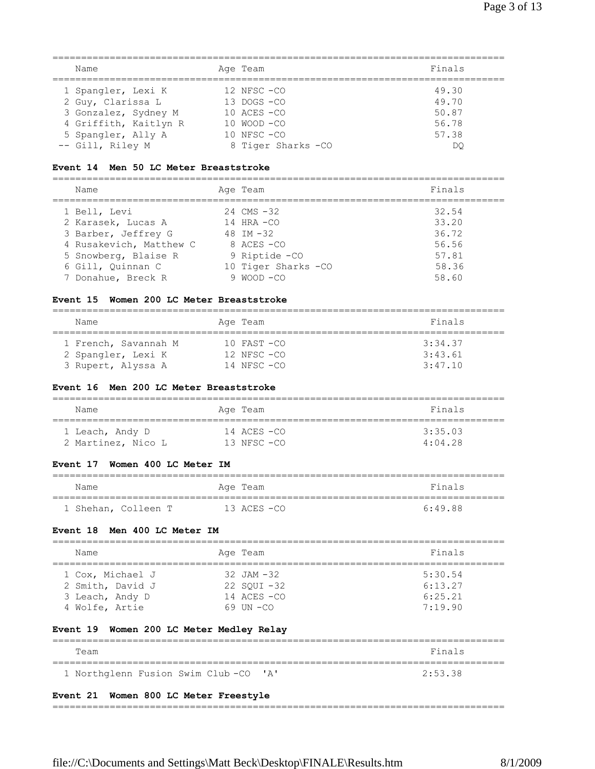| | Name | Age | Team | Finals |
|---|---|---|---|---|
| 1 | Spangler, Lexi K | 12 | NFSC -CO | 49.30 |
| 2 | Guy, Clarissa L | 13 | DOGS -CO | 49.70 |
| 3 | Gonzalez, Sydney M | 10 | ACES -CO | 50.87 |
| 4 | Griffith, Kaitlyn R | 10 | WOOD -CO | 56.78 |
| 5 | Spangler, Ally A | 10 | NFSC -CO | 57.38 |
| -- | Gill, Riley M | 8 | Tiger Sharks -CO | DQ |

### Event 14 Men 50 LC Meter Breaststroke

| | Name | Age | Team | Finals |
|---|---|---|---|---|
| 1 | Bell, Levi | 24 | CMS -32 | 32.54 |
| 2 | Karasek, Lucas A | 14 | HRA -CO | 33.20 |
| 3 | Barber, Jeffrey G | 48 | IM -32 | 36.72 |
| 4 | Rusakevich, Matthew C | 8 | ACES -CO | 56.56 |
| 5 | Snowberg, Blaise R | 9 | Riptide -CO | 57.81 |
| 6 | Gill, Quinnan C | 10 | Tiger Sharks -CO | 58.36 |
| 7 | Donahue, Breck R | 9 | WOOD -CO | 58.60 |

### Event 15 Women 200 LC Meter Breaststroke

| | Name | Age | Team | Finals |
|---|---|---|---|---|
| 1 | French, Savannah M | 10 | FAST -CO | 3:34.37 |
| 2 | Spangler, Lexi K | 12 | NFSC -CO | 3:43.61 |
| 3 | Rupert, Alyssa A | 14 | NFSC -CO | 3:47.10 |

### Event 16 Men 200 LC Meter Breaststroke

| | Name | Age | Team | Finals |
|---|---|---|---|---|
| 1 | Leach, Andy D | 14 | ACES -CO | 3:35.03 |
| 2 | Martinez, Nico L | 13 | NFSC -CO | 4:04.28 |

### Event 17 Women 400 LC Meter IM

| | Name | Age | Team | Finals |
|---|---|---|---|---|
| 1 | Shehan, Colleen T | 13 | ACES -CO | 6:49.88 |

### Event 18 Men 400 LC Meter IM

| | Name | Age | Team | Finals |
|---|---|---|---|---|
| 1 | Cox, Michael J | 32 | JAM -32 | 5:30.54 |
| 2 | Smith, David J | 22 | SQUI -32 | 6:13.27 |
| 3 | Leach, Andy D | 14 | ACES -CO | 6:25.21 |
| 4 | Wolfe, Artie | 69 | UN -CO | 7:19.90 |

### Event 19 Women 200 LC Meter Medley Relay

| | Team | Finals |
|---|---|---|
| 1 | Northglenn Fusion Swim Club -CO 'A' | 2:53.38 |

### Event 21 Women 800 LC Meter Freestyle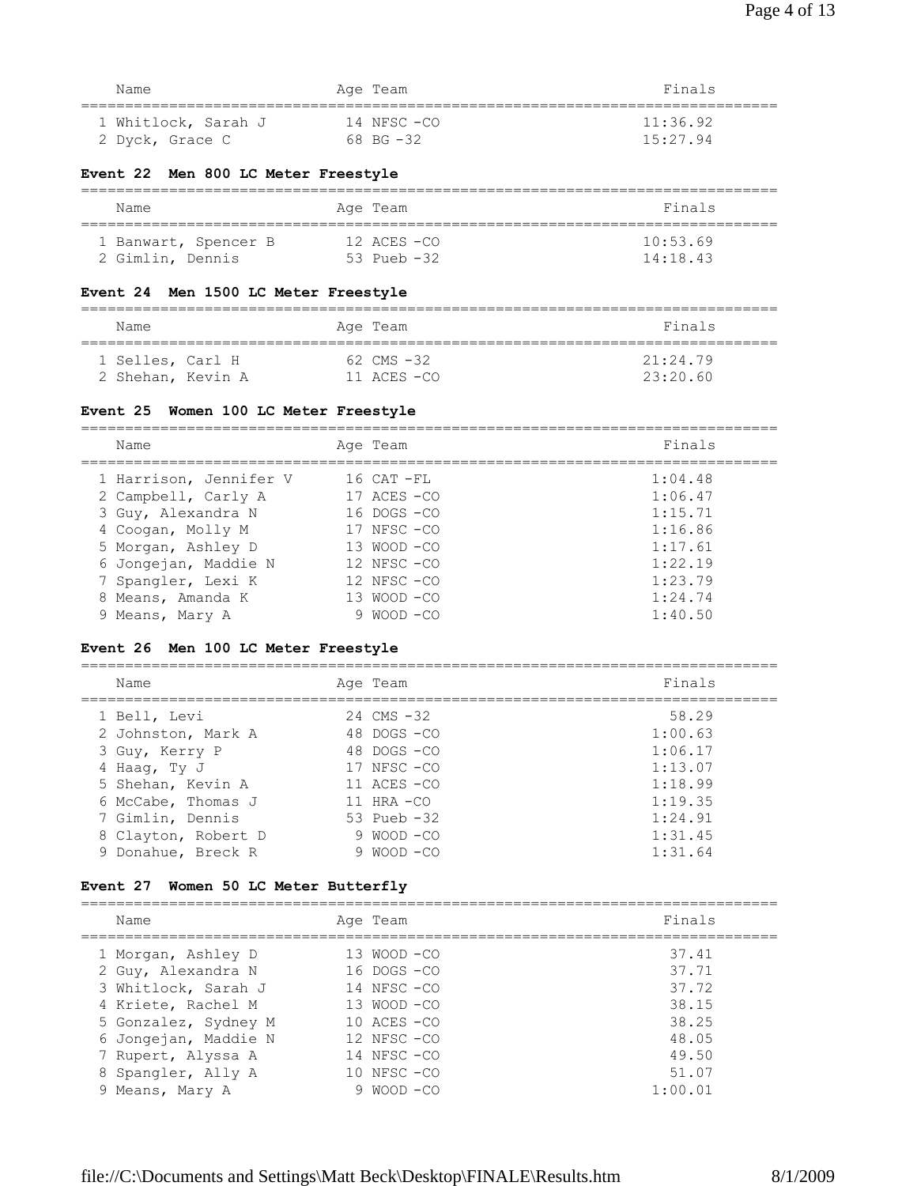| Name | Age | Team | Finals |
|---|---|---|---|
| 1 Whitlock, Sarah J | 14 | NFSC -CO | 11:36.92 |
| 2 Dyck, Grace C | 68 | BG -32 | 15:27.94 |

### Event 22 Men 800 LC Meter Freestyle

| Name | Age | Team | Finals |
|---|---|---|---|
| 1 Banwart, Spencer B | 12 | ACES -CO | 10:53.69 |
| 2 Gimlin, Dennis | 53 | Pueb -32 | 14:18.43 |

### Event 24 Men 1500 LC Meter Freestyle

| Name | Age | Team | Finals |
|---|---|---|---|
| 1 Selles, Carl H | 62 | CMS -32 | 21:24.79 |
| 2 Shehan, Kevin A | 11 | ACES -CO | 23:20.60 |

### Event 25 Women 100 LC Meter Freestyle

| Name | Age | Team | Finals |
|---|---|---|---|
| 1 Harrison, Jennifer V | 16 | CAT -FL | 1:04.48 |
| 2 Campbell, Carly A | 17 | ACES -CO | 1:06.47 |
| 3 Guy, Alexandra N | 16 | DOGS -CO | 1:15.71 |
| 4 Coogan, Molly M | 17 | NFSC -CO | 1:16.86 |
| 5 Morgan, Ashley D | 13 | WOOD -CO | 1:17.61 |
| 6 Jongejan, Maddie N | 12 | NFSC -CO | 1:22.19 |
| 7 Spangler, Lexi K | 12 | NFSC -CO | 1:23.79 |
| 8 Means, Amanda K | 13 | WOOD -CO | 1:24.74 |
| 9 Means, Mary A | 9 | WOOD -CO | 1:40.50 |

### Event 26 Men 100 LC Meter Freestyle

| Name | Age | Team | Finals |
|---|---|---|---|
| 1 Bell, Levi | 24 | CMS -32 | 58.29 |
| 2 Johnston, Mark A | 48 | DOGS -CO | 1:00.63 |
| 3 Guy, Kerry P | 48 | DOGS -CO | 1:06.17 |
| 4 Haag, Ty J | 17 | NFSC -CO | 1:13.07 |
| 5 Shehan, Kevin A | 11 | ACES -CO | 1:18.99 |
| 6 McCabe, Thomas J | 11 | HRA -CO | 1:19.35 |
| 7 Gimlin, Dennis | 53 | Pueb -32 | 1:24.91 |
| 8 Clayton, Robert D | 9 | WOOD -CO | 1:31.45 |
| 9 Donahue, Breck R | 9 | WOOD -CO | 1:31.64 |

### Event 27 Women 50 LC Meter Butterfly

| Name | Age | Team | Finals |
|---|---|---|---|
| 1 Morgan, Ashley D | 13 | WOOD -CO | 37.41 |
| 2 Guy, Alexandra N | 16 | DOGS -CO | 37.71 |
| 3 Whitlock, Sarah J | 14 | NFSC -CO | 37.72 |
| 4 Kriete, Rachel M | 13 | WOOD -CO | 38.15 |
| 5 Gonzalez, Sydney M | 10 | ACES -CO | 38.25 |
| 6 Jongejan, Maddie N | 12 | NFSC -CO | 48.05 |
| 7 Rupert, Alyssa A | 14 | NFSC -CO | 49.50 |
| 8 Spangler, Ally A | 10 | NFSC -CO | 51.07 |
| 9 Means, Mary A | 9 | WOOD -CO | 1:00.01 |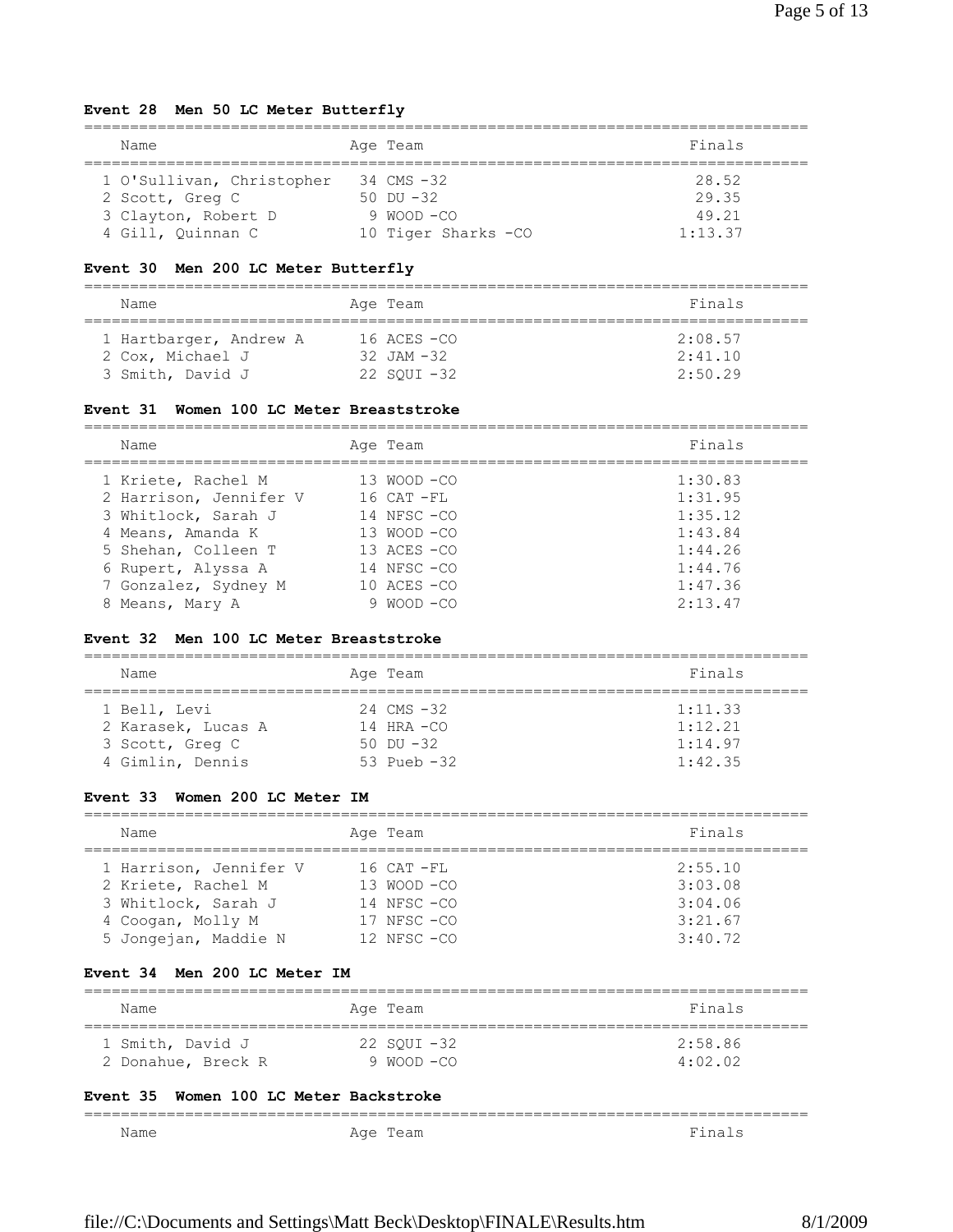**Event 28 Men 50 LC Meter Butterfly**

| Name | Age | Team | Finals |
|---|---|---|---|
| 1 O'Sullivan, Christopher | 34 | CMS -32 | 28.52 |
| 2 Scott, Greg C | 50 | DU -32 | 29.35 |
| 3 Clayton, Robert D | 9 | WOOD -CO | 49.21 |
| 4 Gill, Quinnan C | 10 | Tiger Sharks -CO | 1:13.37 |

**Event 30 Men 200 LC Meter Butterfly**

| Name | Age | Team | Finals |
|---|---|---|---|
| 1 Hartbarger, Andrew A | 16 | ACES -CO | 2:08.57 |
| 2 Cox, Michael J | 32 | JAM -32 | 2:41.10 |
| 3 Smith, David J | 22 | SQUI -32 | 2:50.29 |

**Event 31 Women 100 LC Meter Breaststroke**

| Name | Age | Team | Finals |
|---|---|---|---|
| 1 Kriete, Rachel M | 13 | WOOD -CO | 1:30.83 |
| 2 Harrison, Jennifer V | 16 | CAT -FL | 1:31.95 |
| 3 Whitlock, Sarah J | 14 | NFSC -CO | 1:35.12 |
| 4 Means, Amanda K | 13 | WOOD -CO | 1:43.84 |
| 5 Shehan, Colleen T | 13 | ACES -CO | 1:44.26 |
| 6 Rupert, Alyssa A | 14 | NFSC -CO | 1:44.76 |
| 7 Gonzalez, Sydney M | 10 | ACES -CO | 1:47.36 |
| 8 Means, Mary A | 9 | WOOD -CO | 2:13.47 |

**Event 32 Men 100 LC Meter Breaststroke**

| Name | Age | Team | Finals |
|---|---|---|---|
| 1 Bell, Levi | 24 | CMS -32 | 1:11.33 |
| 2 Karasek, Lucas A | 14 | HRA -CO | 1:12.21 |
| 3 Scott, Greg C | 50 | DU -32 | 1:14.97 |
| 4 Gimlin, Dennis | 53 | Pueb -32 | 1:42.35 |

**Event 33 Women 200 LC Meter IM**

| Name | Age | Team | Finals |
|---|---|---|---|
| 1 Harrison, Jennifer V | 16 | CAT -FL | 2:55.10 |
| 2 Kriete, Rachel M | 13 | WOOD -CO | 3:03.08 |
| 3 Whitlock, Sarah J | 14 | NFSC -CO | 3:04.06 |
| 4 Coogan, Molly M | 17 | NFSC -CO | 3:21.67 |
| 5 Jongejan, Maddie N | 12 | NFSC -CO | 3:40.72 |

**Event 34 Men 200 LC Meter IM**

| Name | Age | Team | Finals |
|---|---|---|---|
| 1 Smith, David J | 22 | SQUI -32 | 2:58.86 |
| 2 Donahue, Breck R | 9 | WOOD -CO | 4:02.02 |

**Event 35 Women 100 LC Meter Backstroke**

| Name | Age | Team | Finals |
|---|---|---|---|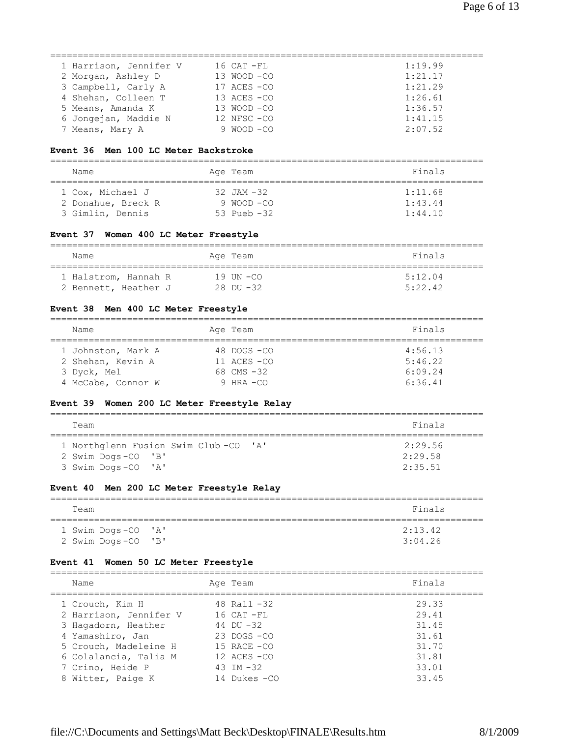| | Name | Age | Team | Finals |
|---|---|---|---|---|
| 1 | Harrison, Jennifer V | 16 | CAT -FL | 1:19.99 |
| 2 | Morgan, Ashley D | 13 | WOOD -CO | 1:21.17 |
| 3 | Campbell, Carly A | 17 | ACES -CO | 1:21.29 |
| 4 | Shehan, Colleen T | 13 | ACES -CO | 1:26.61 |
| 5 | Means, Amanda K | 13 | WOOD -CO | 1:36.57 |
| 6 | Jongejan, Maddie N | 12 | NFSC -CO | 1:41.15 |
| 7 | Means, Mary A | 9 | WOOD -CO | 2:07.52 |

### Event 36  Men 100 LC Meter Backstroke

| | Name | Age | Team | Finals |
|---|---|---|---|---|
| 1 | Cox, Michael J | 32 | JAM -32 | 1:11.68 |
| 2 | Donahue, Breck R | 9 | WOOD -CO | 1:43.44 |
| 3 | Gimlin, Dennis | 53 | Pueb -32 | 1:44.10 |

### Event 37  Women 400 LC Meter Freestyle

| | Name | Age | Team | Finals |
|---|---|---|---|---|
| 1 | Halstrom, Hannah R | 19 | UN -CO | 5:12.04 |
| 2 | Bennett, Heather J | 28 | DU -32 | 5:22.42 |

### Event 38  Men 400 LC Meter Freestyle

| | Name | Age | Team | Finals |
|---|---|---|---|---|
| 1 | Johnston, Mark A | 48 | DOGS -CO | 4:56.13 |
| 2 | Shehan, Kevin A | 11 | ACES -CO | 5:46.22 |
| 3 | Dyck, Mel | 68 | CMS -32 | 6:09.24 |
| 4 | McCabe, Connor W | 9 | HRA -CO | 6:36.41 |

### Event 39  Women 200 LC Meter Freestyle Relay

| | Team | Finals |
|---|---|---|
| 1 | Northglenn Fusion Swim Club -CO 'A' | 2:29.56 |
| 2 | Swim Dogs -CO 'B' | 2:29.58 |
| 3 | Swim Dogs -CO 'A' | 2:35.51 |

### Event 40  Men 200 LC Meter Freestyle Relay

| | Team | Finals |
|---|---|---|
| 1 | Swim Dogs -CO 'A' | 2:13.42 |
| 2 | Swim Dogs -CO 'B' | 3:04.26 |

### Event 41  Women 50 LC Meter Freestyle

| | Name | Age | Team | Finals |
|---|---|---|---|---|
| 1 | Crouch, Kim H | 48 | Rall -32 | 29.33 |
| 2 | Harrison, Jennifer V | 16 | CAT -FL | 29.41 |
| 3 | Hagadorn, Heather | 44 | DU -32 | 31.45 |
| 4 | Yamashiro, Jan | 23 | DOGS -CO | 31.61 |
| 5 | Crouch, Madeleine H | 15 | RACE -CO | 31.70 |
| 6 | Colalancia, Talia M | 12 | ACES -CO | 31.81 |
| 7 | Crino, Heide P | 43 | IM -32 | 33.01 |
| 8 | Witter, Paige K | 14 | Dukes -CO | 33.45 |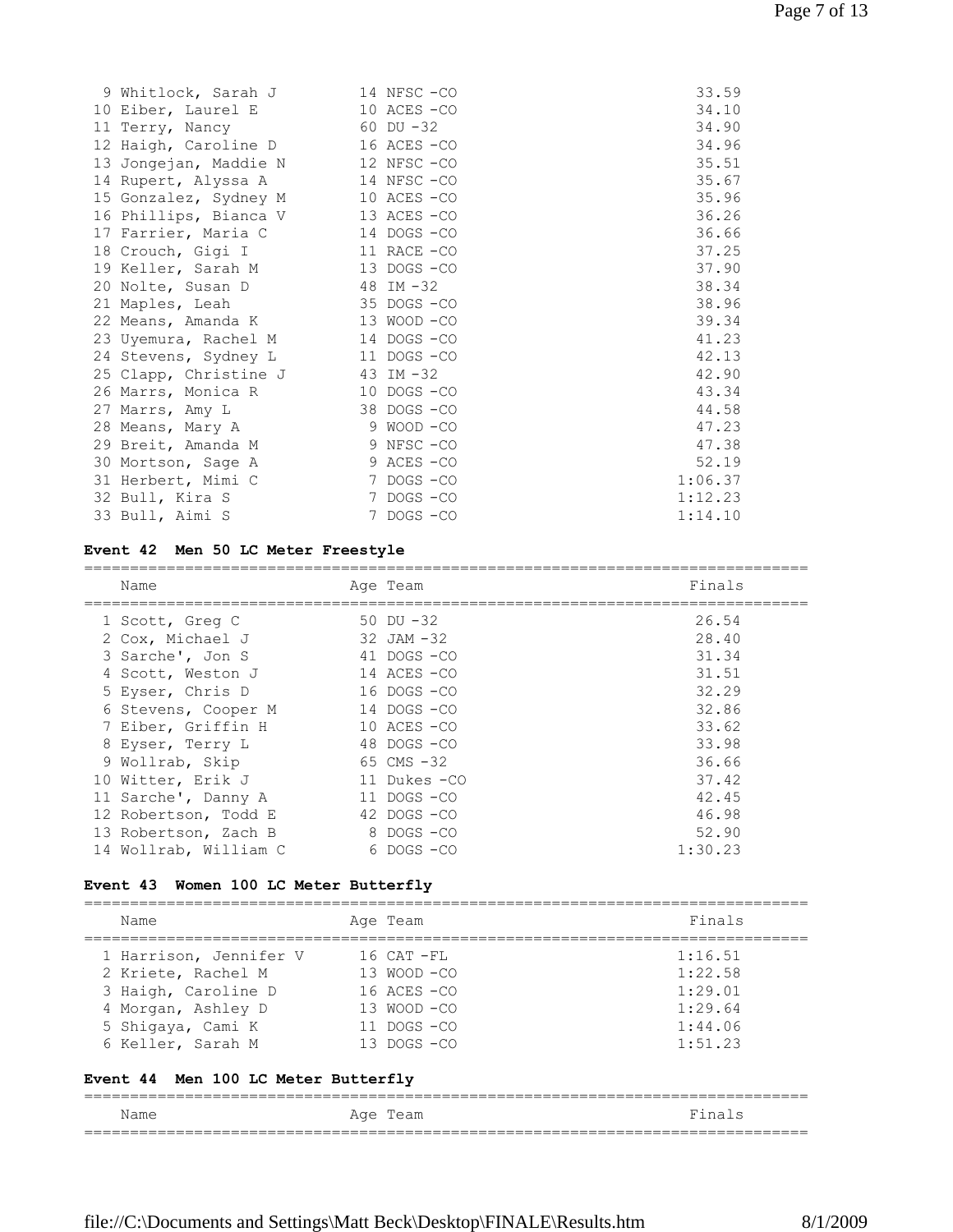| Place | Name | Age | Team | Finals |
|---|---|---|---|---|
| 9 | Whitlock, Sarah J | 14 | NFSC -CO | 33.59 |
| 10 | Eiber, Laurel E | 10 | ACES -CO | 34.10 |
| 11 | Terry, Nancy | 60 | DU -32 | 34.90 |
| 12 | Haigh, Caroline D | 16 | ACES -CO | 34.96 |
| 13 | Jongejan, Maddie N | 12 | NFSC -CO | 35.51 |
| 14 | Rupert, Alyssa A | 14 | NFSC -CO | 35.67 |
| 15 | Gonzalez, Sydney M | 10 | ACES -CO | 35.96 |
| 16 | Phillips, Bianca V | 13 | ACES -CO | 36.26 |
| 17 | Farrier, Maria C | 14 | DOGS -CO | 36.66 |
| 18 | Crouch, Gigi I | 11 | RACE -CO | 37.25 |
| 19 | Keller, Sarah M | 13 | DOGS -CO | 37.90 |
| 20 | Nolte, Susan D | 48 | IM -32 | 38.34 |
| 21 | Maples, Leah | 35 | DOGS -CO | 38.96 |
| 22 | Means, Amanda K | 13 | WOOD -CO | 39.34 |
| 23 | Uyemura, Rachel M | 14 | DOGS -CO | 41.23 |
| 24 | Stevens, Sydney L | 11 | DOGS -CO | 42.13 |
| 25 | Clapp, Christine J | 43 | IM -32 | 42.90 |
| 26 | Marrs, Monica R | 10 | DOGS -CO | 43.34 |
| 27 | Marrs, Amy L | 38 | DOGS -CO | 44.58 |
| 28 | Means, Mary A | 9 | WOOD -CO | 47.23 |
| 29 | Breit, Amanda M | 9 | NFSC -CO | 47.38 |
| 30 | Mortson, Sage A | 9 | ACES -CO | 52.19 |
| 31 | Herbert, Mimi C | 7 | DOGS -CO | 1:06.37 |
| 32 | Bull, Kira S | 7 | DOGS -CO | 1:12.23 |
| 33 | Bull, Aimi S | 7 | DOGS -CO | 1:14.10 |

### Event 42 Men 50 LC Meter Freestyle

| Place | Name | Age | Team | Finals |
|---|---|---|---|---|
| 1 | Scott, Greg C | 50 | DU -32 | 26.54 |
| 2 | Cox, Michael J | 32 | JAM -32 | 28.40 |
| 3 | Sarche', Jon S | 41 | DOGS -CO | 31.34 |
| 4 | Scott, Weston J | 14 | ACES -CO | 31.51 |
| 5 | Eyser, Chris D | 16 | DOGS -CO | 32.29 |
| 6 | Stevens, Cooper M | 14 | DOGS -CO | 32.86 |
| 7 | Eiber, Griffin H | 10 | ACES -CO | 33.62 |
| 8 | Eyser, Terry L | 48 | DOGS -CO | 33.98 |
| 9 | Wollrab, Skip | 65 | CMS -32 | 36.66 |
| 10 | Witter, Erik J | 11 | Dukes -CO | 37.42 |
| 11 | Sarche', Danny A | 11 | DOGS -CO | 42.45 |
| 12 | Robertson, Todd E | 42 | DOGS -CO | 46.98 |
| 13 | Robertson, Zach B | 8 | DOGS -CO | 52.90 |
| 14 | Wollrab, William C | 6 | DOGS -CO | 1:30.23 |

### Event 43 Women 100 LC Meter Butterfly

| Place | Name | Age | Team | Finals |
|---|---|---|---|---|
| 1 | Harrison, Jennifer V | 16 | CAT -FL | 1:16.51 |
| 2 | Kriete, Rachel M | 13 | WOOD -CO | 1:22.58 |
| 3 | Haigh, Caroline D | 16 | ACES -CO | 1:29.01 |
| 4 | Morgan, Ashley D | 13 | WOOD -CO | 1:29.64 |
| 5 | Shigaya, Cami K | 11 | DOGS -CO | 1:44.06 |
| 6 | Keller, Sarah M | 13 | DOGS -CO | 1:51.23 |

### Event 44 Men 100 LC Meter Butterfly

| Place | Name | Age | Team | Finals |
|---|---|---|---|---|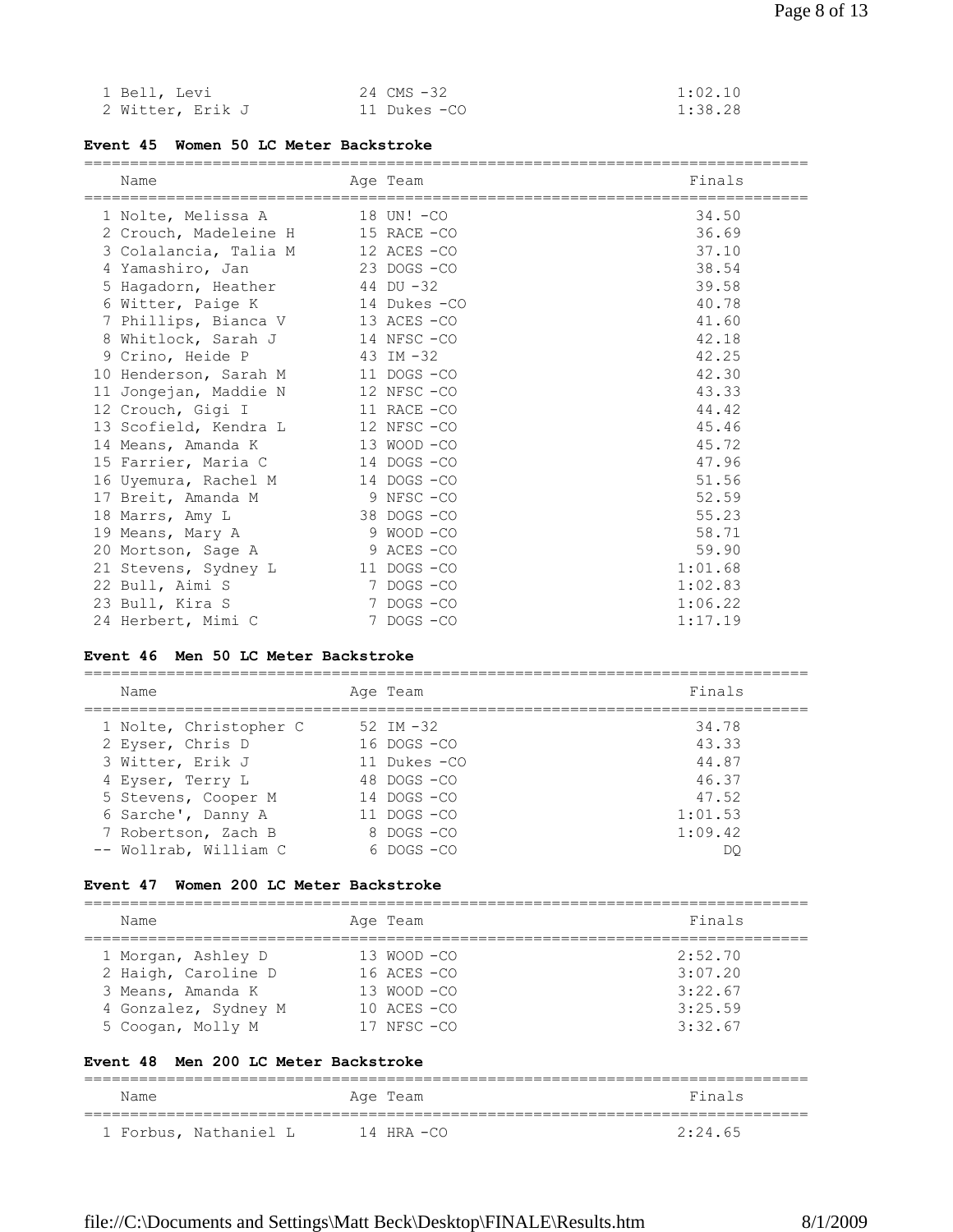| | Name | Age | Team | Finals |
|---|---|---|---|---|
| 1 | Bell, Levi | 24 | CMS -32 | 1:02.10 |
| 2 | Witter, Erik J | 11 | Dukes -CO | 1:38.28 |

### Event 45 Women 50 LC Meter Backstroke

| | Name | Age | Team | Finals |
|---|---|---|---|---|
| 1 | Nolte, Melissa A | 18 | UN! -CO | 34.50 |
| 2 | Crouch, Madeleine H | 15 | RACE -CO | 36.69 |
| 3 | Colalancia, Talia M | 12 | ACES -CO | 37.10 |
| 4 | Yamashiro, Jan | 23 | DOGS -CO | 38.54 |
| 5 | Hagadorn, Heather | 44 | DU -32 | 39.58 |
| 6 | Witter, Paige K | 14 | Dukes -CO | 40.78 |
| 7 | Phillips, Bianca V | 13 | ACES -CO | 41.60 |
| 8 | Whitlock, Sarah J | 14 | NFSC -CO | 42.18 |
| 9 | Crino, Heide P | 43 | IM -32 | 42.25 |
| 10 | Henderson, Sarah M | 11 | DOGS -CO | 42.30 |
| 11 | Jongejan, Maddie N | 12 | NFSC -CO | 43.33 |
| 12 | Crouch, Gigi I | 11 | RACE -CO | 44.42 |
| 13 | Scofield, Kendra L | 12 | NFSC -CO | 45.46 |
| 14 | Means, Amanda K | 13 | WOOD -CO | 45.72 |
| 15 | Farrier, Maria C | 14 | DOGS -CO | 47.96 |
| 16 | Uyemura, Rachel M | 14 | DOGS -CO | 51.56 |
| 17 | Breit, Amanda M | 9 | NFSC -CO | 52.59 |
| 18 | Marrs, Amy L | 38 | DOGS -CO | 55.23 |
| 19 | Means, Mary A | 9 | WOOD -CO | 58.71 |
| 20 | Mortson, Sage A | 9 | ACES -CO | 59.90 |
| 21 | Stevens, Sydney L | 11 | DOGS -CO | 1:01.68 |
| 22 | Bull, Aimi S | 7 | DOGS -CO | 1:02.83 |
| 23 | Bull, Kira S | 7 | DOGS -CO | 1:06.22 |
| 24 | Herbert, Mimi C | 7 | DOGS -CO | 1:17.19 |

### Event 46 Men 50 LC Meter Backstroke

| | Name | Age | Team | Finals |
|---|---|---|---|---|
| 1 | Nolte, Christopher C | 52 | IM -32 | 34.78 |
| 2 | Eyser, Chris D | 16 | DOGS -CO | 43.33 |
| 3 | Witter, Erik J | 11 | Dukes -CO | 44.87 |
| 4 | Eyser, Terry L | 48 | DOGS -CO | 46.37 |
| 5 | Stevens, Cooper M | 14 | DOGS -CO | 47.52 |
| 6 | Sarche', Danny A | 11 | DOGS -CO | 1:01.53 |
| 7 | Robertson, Zach B | 8 | DOGS -CO | 1:09.42 |
| -- | Wollrab, William C | 6 | DOGS -CO | DQ |

### Event 47 Women 200 LC Meter Backstroke

| | Name | Age | Team | Finals |
|---|---|---|---|---|
| 1 | Morgan, Ashley D | 13 | WOOD -CO | 2:52.70 |
| 2 | Haigh, Caroline D | 16 | ACES -CO | 3:07.20 |
| 3 | Means, Amanda K | 13 | WOOD -CO | 3:22.67 |
| 4 | Gonzalez, Sydney M | 10 | ACES -CO | 3:25.59 |
| 5 | Coogan, Molly M | 17 | NFSC -CO | 3:32.67 |

### Event 48 Men 200 LC Meter Backstroke

| | Name | Age | Team | Finals |
|---|---|---|---|---|
| 1 | Forbus, Nathaniel L | 14 | HRA -CO | 2:24.65 |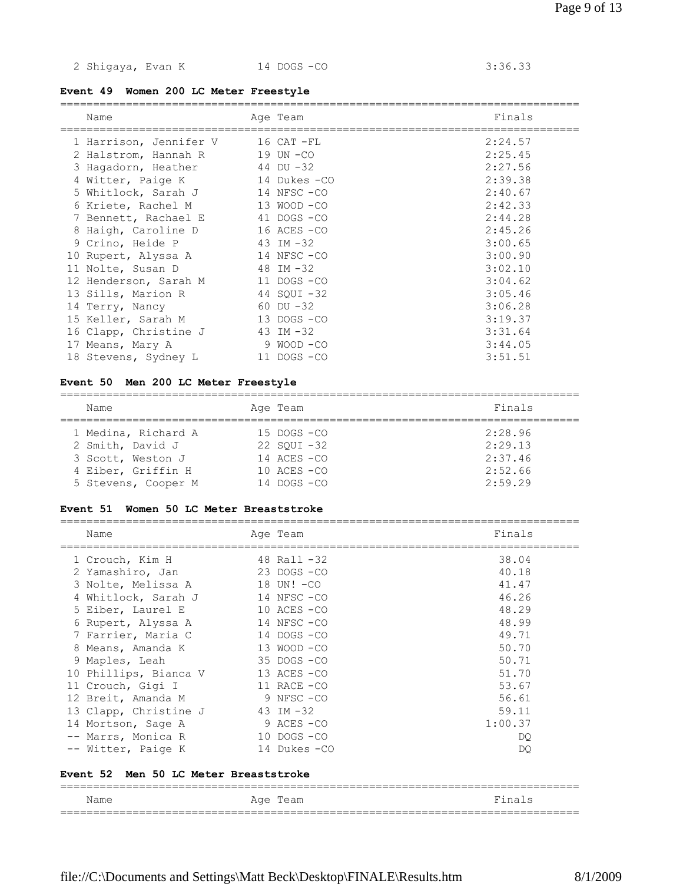| | Name | Age | Team | Finals |
|---|---|---|---|---|
| 2 | Shigaya, Evan K | 14 | DOGS -CO | 3:36.33 |

### Event 49 Women 200 LC Meter Freestyle

| | Name | Age | Team | Finals |
|---|---|---|---|---|
| 1 | Harrison, Jennifer V | 16 | CAT -FL | 2:24.57 |
| 2 | Halstrom, Hannah R | 19 | UN -CO | 2:25.45 |
| 3 | Hagadorn, Heather | 44 | DU -32 | 2:27.56 |
| 4 | Witter, Paige K | 14 | Dukes -CO | 2:39.38 |
| 5 | Whitlock, Sarah J | 14 | NFSC -CO | 2:40.67 |
| 6 | Kriete, Rachel M | 13 | WOOD -CO | 2:42.33 |
| 7 | Bennett, Rachael E | 41 | DOGS -CO | 2:44.28 |
| 8 | Haigh, Caroline D | 16 | ACES -CO | 2:45.26 |
| 9 | Crino, Heide P | 43 | IM -32 | 3:00.65 |
| 10 | Rupert, Alyssa A | 14 | NFSC -CO | 3:00.90 |
| 11 | Nolte, Susan D | 48 | IM -32 | 3:02.10 |
| 12 | Henderson, Sarah M | 11 | DOGS -CO | 3:04.62 |
| 13 | Sills, Marion R | 44 | SQUI -32 | 3:05.46 |
| 14 | Terry, Nancy | 60 | DU -32 | 3:06.28 |
| 15 | Keller, Sarah M | 13 | DOGS -CO | 3:19.37 |
| 16 | Clapp, Christine J | 43 | IM -32 | 3:31.64 |
| 17 | Means, Mary A | 9 | WOOD -CO | 3:44.05 |
| 18 | Stevens, Sydney L | 11 | DOGS -CO | 3:51.51 |

### Event 50 Men 200 LC Meter Freestyle

| | Name | Age | Team | Finals |
|---|---|---|---|---|
| 1 | Medina, Richard A | 15 | DOGS -CO | 2:28.96 |
| 2 | Smith, David J | 22 | SQUI -32 | 2:29.13 |
| 3 | Scott, Weston J | 14 | ACES -CO | 2:37.46 |
| 4 | Eiber, Griffin H | 10 | ACES -CO | 2:52.66 |
| 5 | Stevens, Cooper M | 14 | DOGS -CO | 2:59.29 |

### Event 51 Women 50 LC Meter Breaststroke

| | Name | Age | Team | Finals |
|---|---|---|---|---|
| 1 | Crouch, Kim H | 48 | Rall -32 | 38.04 |
| 2 | Yamashiro, Jan | 23 | DOGS -CO | 40.18 |
| 3 | Nolte, Melissa A | 18 | UN! -CO | 41.47 |
| 4 | Whitlock, Sarah J | 14 | NFSC -CO | 46.26 |
| 5 | Eiber, Laurel E | 10 | ACES -CO | 48.29 |
| 6 | Rupert, Alyssa A | 14 | NFSC -CO | 48.99 |
| 7 | Farrier, Maria C | 14 | DOGS -CO | 49.71 |
| 8 | Means, Amanda K | 13 | WOOD -CO | 50.70 |
| 9 | Maples, Leah | 35 | DOGS -CO | 50.71 |
| 10 | Phillips, Bianca V | 13 | ACES -CO | 51.70 |
| 11 | Crouch, Gigi I | 11 | RACE -CO | 53.67 |
| 12 | Breit, Amanda M | 9 | NFSC -CO | 56.61 |
| 13 | Clapp, Christine J | 43 | IM -32 | 59.11 |
| 14 | Mortson, Sage A | 9 | ACES -CO | 1:00.37 |
| -- | Marrs, Monica R | 10 | DOGS -CO | DQ |
| -- | Witter, Paige K | 14 | Dukes -CO | DQ |

### Event 52 Men 50 LC Meter Breaststroke

| Name | Age | Team | Finals |
|---|---|---|---|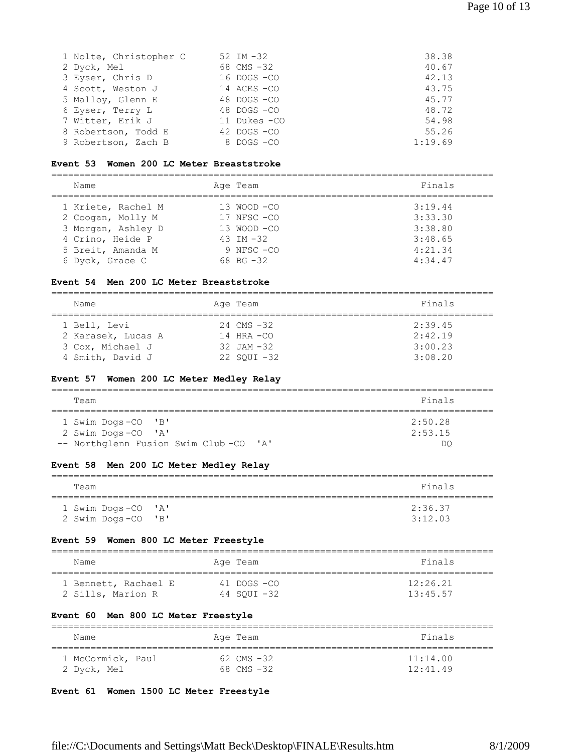| Name | Age | Team | Finals |
|---|---|---|---|
| 1 Nolte, Christopher C | 52 | IM -32 | 38.38 |
| 2 Dyck, Mel | 68 | CMS -32 | 40.67 |
| 3 Eyser, Chris D | 16 | DOGS -CO | 42.13 |
| 4 Scott, Weston J | 14 | ACES -CO | 43.75 |
| 5 Malloy, Glenn E | 48 | DOGS -CO | 45.77 |
| 6 Eyser, Terry L | 48 | DOGS -CO | 48.72 |
| 7 Witter, Erik J | 11 | Dukes -CO | 54.98 |
| 8 Robertson, Todd E | 42 | DOGS -CO | 55.26 |
| 9 Robertson, Zach B | 8 | DOGS -CO | 1:19.69 |

**Event 53 Women 200 LC Meter Breaststroke**

| Name | Age | Team | Finals |
|---|---|---|---|
| 1 Kriete, Rachel M | 13 | WOOD -CO | 3:19.44 |
| 2 Coogan, Molly M | 17 | NFSC -CO | 3:33.30 |
| 3 Morgan, Ashley D | 13 | WOOD -CO | 3:38.80 |
| 4 Crino, Heide P | 43 | IM -32 | 3:48.65 |
| 5 Breit, Amanda M | 9 | NFSC -CO | 4:21.34 |
| 6 Dyck, Grace C | 68 | BG -32 | 4:34.47 |

**Event 54 Men 200 LC Meter Breaststroke**

| Name | Age | Team | Finals |
|---|---|---|---|
| 1 Bell, Levi | 24 | CMS -32 | 2:39.45 |
| 2 Karasek, Lucas A | 14 | HRA -CO | 2:42.19 |
| 3 Cox, Michael J | 32 | JAM -32 | 3:00.23 |
| 4 Smith, David J | 22 | SQUI -32 | 3:08.20 |

**Event 57 Women 200 LC Meter Medley Relay**

| Team | Finals |
|---|---|
| 1 Swim Dogs -CO 'B' | 2:50.28 |
| 2 Swim Dogs -CO 'A' | 2:53.15 |
| -- Northglenn Fusion Swim Club -CO 'A' | DQ |

**Event 58 Men 200 LC Meter Medley Relay**

| Team | Finals |
|---|---|
| 1 Swim Dogs -CO 'A' | 2:36.37 |
| 2 Swim Dogs -CO 'B' | 3:12.03 |

**Event 59 Women 800 LC Meter Freestyle**

| Name | Age | Team | Finals |
|---|---|---|---|
| 1 Bennett, Rachael E | 41 | DOGS -CO | 12:26.21 |
| 2 Sills, Marion R | 44 | SQUI -32 | 13:45.57 |

**Event 60 Men 800 LC Meter Freestyle**

| Name | Age | Team | Finals |
|---|---|---|---|
| 1 McCormick, Paul | 62 | CMS -32 | 11:14.00 |
| 2 Dyck, Mel | 68 | CMS -32 | 12:41.49 |

**Event 61 Women 1500 LC Meter Freestyle**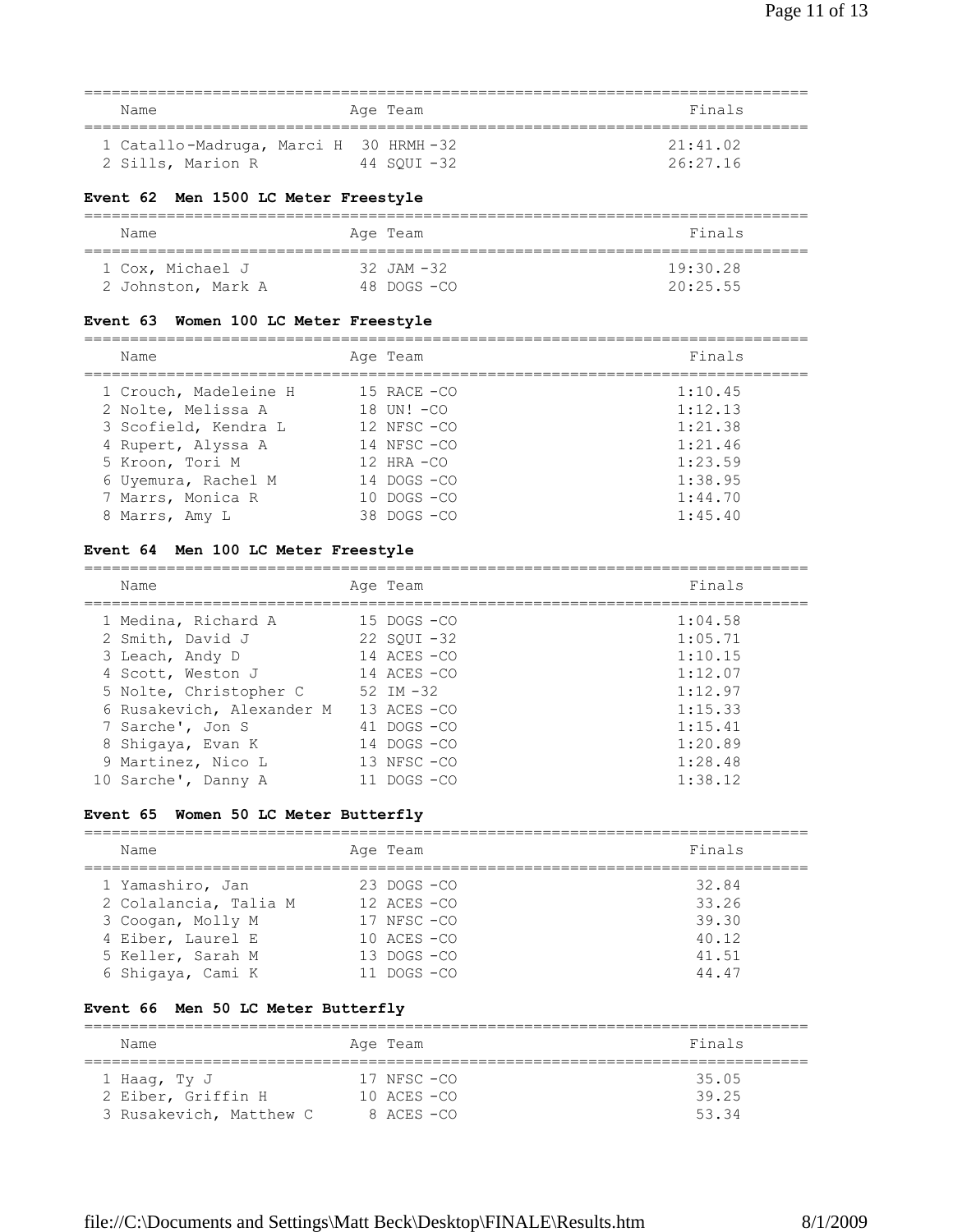| Name | Age | Team | Finals |
|---|---|---|---|
| 1 Catallo-Madruga, Marci H | 30 | HRMH -32 | 21:41.02 |
| 2 Sills, Marion R | 44 | SQUI -32 | 26:27.16 |

### Event 62 Men 1500 LC Meter Freestyle

| Name | Age | Team | Finals |
|---|---|---|---|
| 1 Cox, Michael J | 32 | JAM -32 | 19:30.28 |
| 2 Johnston, Mark A | 48 | DOGS -CO | 20:25.55 |

### Event 63 Women 100 LC Meter Freestyle

| Name | Age | Team | Finals |
|---|---|---|---|
| 1 Crouch, Madeleine H | 15 | RACE -CO | 1:10.45 |
| 2 Nolte, Melissa A | 18 | UN! -CO | 1:12.13 |
| 3 Scofield, Kendra L | 12 | NFSC -CO | 1:21.38 |
| 4 Rupert, Alyssa A | 14 | NFSC -CO | 1:21.46 |
| 5 Kroon, Tori M | 12 | HRA -CO | 1:23.59 |
| 6 Uyemura, Rachel M | 14 | DOGS -CO | 1:38.95 |
| 7 Marrs, Monica R | 10 | DOGS -CO | 1:44.70 |
| 8 Marrs, Amy L | 38 | DOGS -CO | 1:45.40 |

### Event 64 Men 100 LC Meter Freestyle

| Name | Age | Team | Finals |
|---|---|---|---|
| 1 Medina, Richard A | 15 | DOGS -CO | 1:04.58 |
| 2 Smith, David J | 22 | SQUI -32 | 1:05.71 |
| 3 Leach, Andy D | 14 | ACES -CO | 1:10.15 |
| 4 Scott, Weston J | 14 | ACES -CO | 1:12.07 |
| 5 Nolte, Christopher C | 52 | IM -32 | 1:12.97 |
| 6 Rusakevich, Alexander M | 13 | ACES -CO | 1:15.33 |
| 7 Sarche', Jon S | 41 | DOGS -CO | 1:15.41 |
| 8 Shigaya, Evan K | 14 | DOGS -CO | 1:20.89 |
| 9 Martinez, Nico L | 13 | NFSC -CO | 1:28.48 |
| 10 Sarche', Danny A | 11 | DOGS -CO | 1:38.12 |

### Event 65 Women 50 LC Meter Butterfly

| Name | Age | Team | Finals |
|---|---|---|---|
| 1 Yamashiro, Jan | 23 | DOGS -CO | 32.84 |
| 2 Colalancia, Talia M | 12 | ACES -CO | 33.26 |
| 3 Coogan, Molly M | 17 | NFSC -CO | 39.30 |
| 4 Eiber, Laurel E | 10 | ACES -CO | 40.12 |
| 5 Keller, Sarah M | 13 | DOGS -CO | 41.51 |
| 6 Shigaya, Cami K | 11 | DOGS -CO | 44.47 |

### Event 66 Men 50 LC Meter Butterfly

| Name | Age | Team | Finals |
|---|---|---|---|
| 1 Haag, Ty J | 17 | NFSC -CO | 35.05 |
| 2 Eiber, Griffin H | 10 | ACES -CO | 39.25 |
| 3 Rusakevich, Matthew C | 8 | ACES -CO | 53.34 |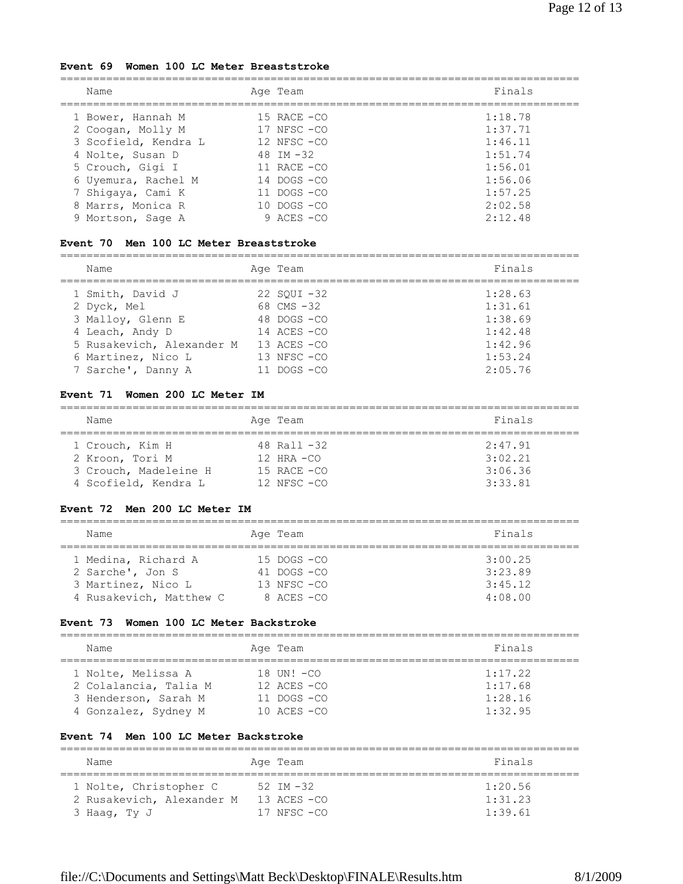### Event 69 Women 100 LC Meter Breaststroke

| | Name | Age | Team | Finals |
|---|---|---|---|---|
| 1 | Bower, Hannah M | 15 | RACE -CO | 1:18.78 |
| 2 | Coogan, Molly M | 17 | NFSC -CO | 1:37.71 |
| 3 | Scofield, Kendra L | 12 | NFSC -CO | 1:46.11 |
| 4 | Nolte, Susan D | 48 | IM -32 | 1:51.74 |
| 5 | Crouch, Gigi I | 11 | RACE -CO | 1:56.01 |
| 6 | Uyemura, Rachel M | 14 | DOGS -CO | 1:56.06 |
| 7 | Shigaya, Cami K | 11 | DOGS -CO | 1:57.25 |
| 8 | Marrs, Monica R | 10 | DOGS -CO | 2:02.58 |
| 9 | Mortson, Sage A | 9 | ACES -CO | 2:12.48 |

### Event 70 Men 100 LC Meter Breaststroke

| | Name | Age | Team | Finals |
|---|---|---|---|---|
| 1 | Smith, David J | 22 | SQUI -32 | 1:28.63 |
| 2 | Dyck, Mel | 68 | CMS -32 | 1:31.61 |
| 3 | Malloy, Glenn E | 48 | DOGS -CO | 1:38.69 |
| 4 | Leach, Andy D | 14 | ACES -CO | 1:42.48 |
| 5 | Rusakevich, Alexander M | 13 | ACES -CO | 1:42.96 |
| 6 | Martinez, Nico L | 13 | NFSC -CO | 1:53.24 |
| 7 | Sarche', Danny A | 11 | DOGS -CO | 2:05.76 |

### Event 71 Women 200 LC Meter IM

| | Name | Age | Team | Finals |
|---|---|---|---|---|
| 1 | Crouch, Kim H | 48 | Rall -32 | 2:47.91 |
| 2 | Kroon, Tori M | 12 | HRA -CO | 3:02.21 |
| 3 | Crouch, Madeleine H | 15 | RACE -CO | 3:06.36 |
| 4 | Scofield, Kendra L | 12 | NFSC -CO | 3:33.81 |

### Event 72 Men 200 LC Meter IM

| | Name | Age | Team | Finals |
|---|---|---|---|---|
| 1 | Medina, Richard A | 15 | DOGS -CO | 3:00.25 |
| 2 | Sarche', Jon S | 41 | DOGS -CO | 3:23.89 |
| 3 | Martinez, Nico L | 13 | NFSC -CO | 3:45.12 |
| 4 | Rusakevich, Matthew C | 8 | ACES -CO | 4:08.00 |

### Event 73 Women 100 LC Meter Backstroke

| | Name | Age | Team | Finals |
|---|---|---|---|---|
| 1 | Nolte, Melissa A | 18 | UN! -CO | 1:17.22 |
| 2 | Colalancia, Talia M | 12 | ACES -CO | 1:17.68 |
| 3 | Henderson, Sarah M | 11 | DOGS -CO | 1:28.16 |
| 4 | Gonzalez, Sydney M | 10 | ACES -CO | 1:32.95 |

### Event 74 Men 100 LC Meter Backstroke

| | Name | Age | Team | Finals |
|---|---|---|---|---|
| 1 | Nolte, Christopher C | 52 | IM -32 | 1:20.56 |
| 2 | Rusakevich, Alexander M | 13 | ACES -CO | 1:31.23 |
| 3 | Haag, Ty J | 17 | NFSC -CO | 1:39.61 |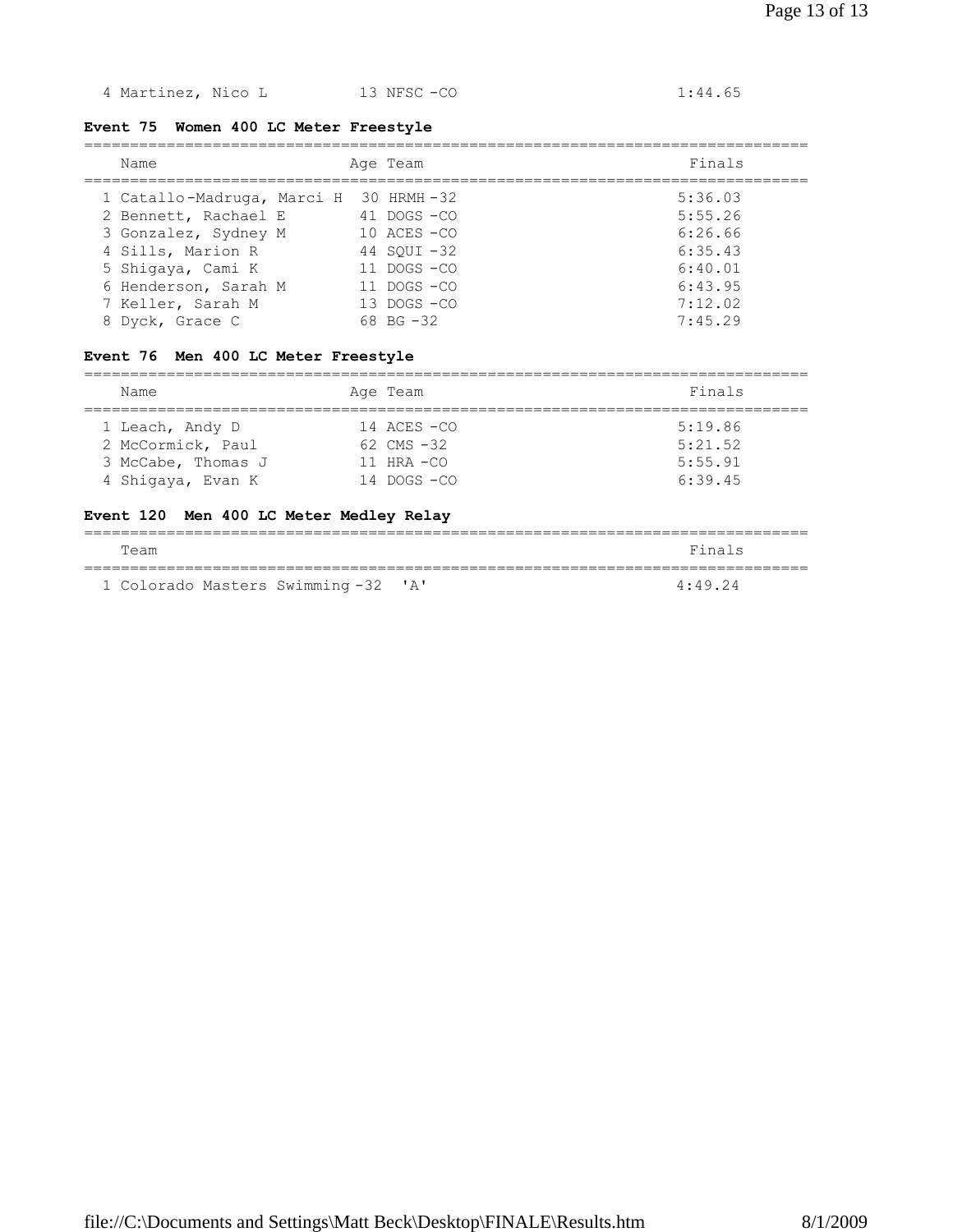| | | | | |
|---|---|---|---|---|
| 4 | Martinez, Nico L | 13 | NFSC -CO | 1:44.65 |

**Event 75 Women 400 LC Meter Freestyle**

| | Name | Age | Team | Finals |
|---|---|---|---|---|
| 1 | Catallo-Madruga, Marci H | 30 | HRMH -32 | 5:36.03 |
| 2 | Bennett, Rachael E | 41 | DOGS -CO | 5:55.26 |
| 3 | Gonzalez, Sydney M | 10 | ACES -CO | 6:26.66 |
| 4 | Sills, Marion R | 44 | SQUI -32 | 6:35.43 |
| 5 | Shigaya, Cami K | 11 | DOGS -CO | 6:40.01 |
| 6 | Henderson, Sarah M | 11 | DOGS -CO | 6:43.95 |
| 7 | Keller, Sarah M | 13 | DOGS -CO | 7:12.02 |
| 8 | Dyck, Grace C | 68 | BG -32 | 7:45.29 |

**Event 76 Men 400 LC Meter Freestyle**

| | Name | Age | Team | Finals |
|---|---|---|---|---|
| 1 | Leach, Andy D | 14 | ACES -CO | 5:19.86 |
| 2 | McCormick, Paul | 62 | CMS -32 | 5:21.52 |
| 3 | McCabe, Thomas J | 11 | HRA -CO | 5:55.91 |
| 4 | Shigaya, Evan K | 14 | DOGS -CO | 6:39.45 |

**Event 120 Men 400 LC Meter Medley Relay**

| | Team | Finals |
|---|---|---|
| 1 | Colorado Masters Swimming -32 'A' | 4:49.24 |